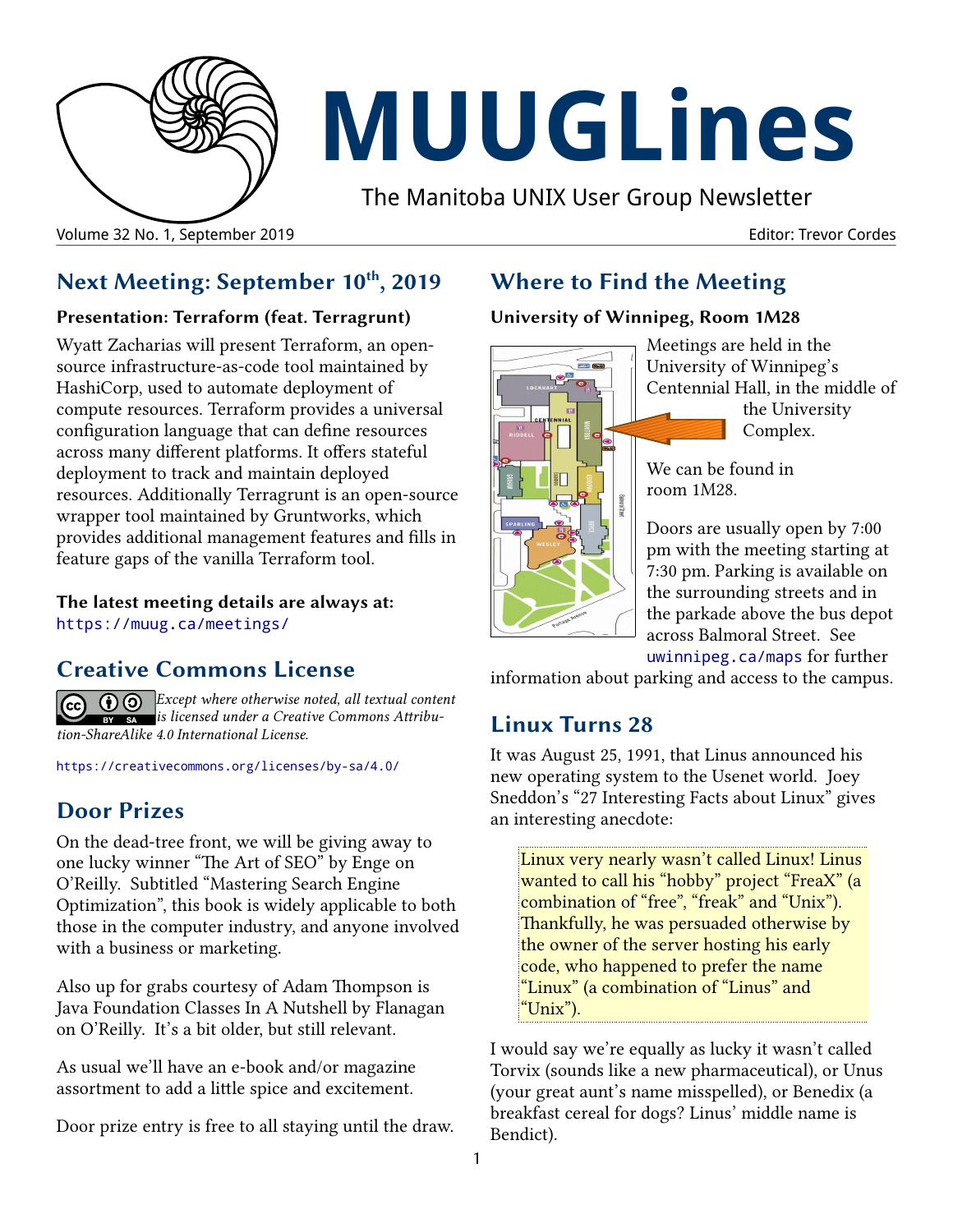# MUUGLines

The Manitoba UNIX User Group Newsletter

Volume 32 No. 1, September 2019 — Editor: Trevor Cordes

## Next Meeting: September 10th, 2019

**Presentation: Terraform (feat. Terragrunt)**

Wyatt Zacharias will present Terraform, an open-source infrastructure-as-code tool maintained by HashiCorp, used to automate deployment of compute resources. Terraform provides a universal configuration language that can define resources across many different platforms. It offers stateful deployment to track and maintain deployed resources. Additionally Terragrunt is an open-source wrapper tool maintained by Gruntworks, which provides additional management features and fills in feature gaps of the vanilla Terraform tool.

**The latest meeting details are always at:**
https://muug.ca/meetings/

## Creative Commons License

*Except where otherwise noted, all textual content is licensed under a Creative Commons Attribution-ShareAlike 4.0 International License.*

https://creativecommons.org/licenses/by-sa/4.0/

## Door Prizes

On the dead-tree front, we will be giving away to one lucky winner "The Art of SEO" by Enge on O'Reilly. Subtitled "Mastering Search Engine Optimization", this book is widely applicable to both those in the computer industry, and anyone involved with a business or marketing.

Also up for grabs courtesy of Adam Thompson is Java Foundation Classes In A Nutshell by Flanagan on O'Reilly. It's a bit older, but still relevant.

As usual we'll have an e-book and/or magazine assortment to add a little spice and excitement.

Door prize entry is free to all staying until the draw.

## Where to Find the Meeting

**University of Winnipeg, Room 1M28**

Meetings are held in the University of Winnipeg's Centennial Hall, in the middle of the University Complex.

We can be found in room 1M28.

Doors are usually open by 7:00 pm with the meeting starting at 7:30 pm. Parking is available on the surrounding streets and in the parkade above the bus depot across Balmoral Street. See uwinnipeg.ca/maps for further information about parking and access to the campus.

## Linux Turns 28

It was August 25, 1991, that Linus announced his new operating system to the Usenet world. Joey Sneddon's "27 Interesting Facts about Linux" gives an interesting anecdote:

> Linux very nearly wasn't called Linux! Linus wanted to call his "hobby" project "FreaX" (a combination of "free", "freak" and "Unix"). Thankfully, he was persuaded otherwise by the owner of the server hosting his early code, who happened to prefer the name "Linux" (a combination of "Linus" and "Unix").

I would say we're equally as lucky it wasn't called Torvix (sounds like a new pharmaceutical), or Unus (your great aunt's name misspelled), or Benedix (a breakfast cereal for dogs? Linus' middle name is Bendict).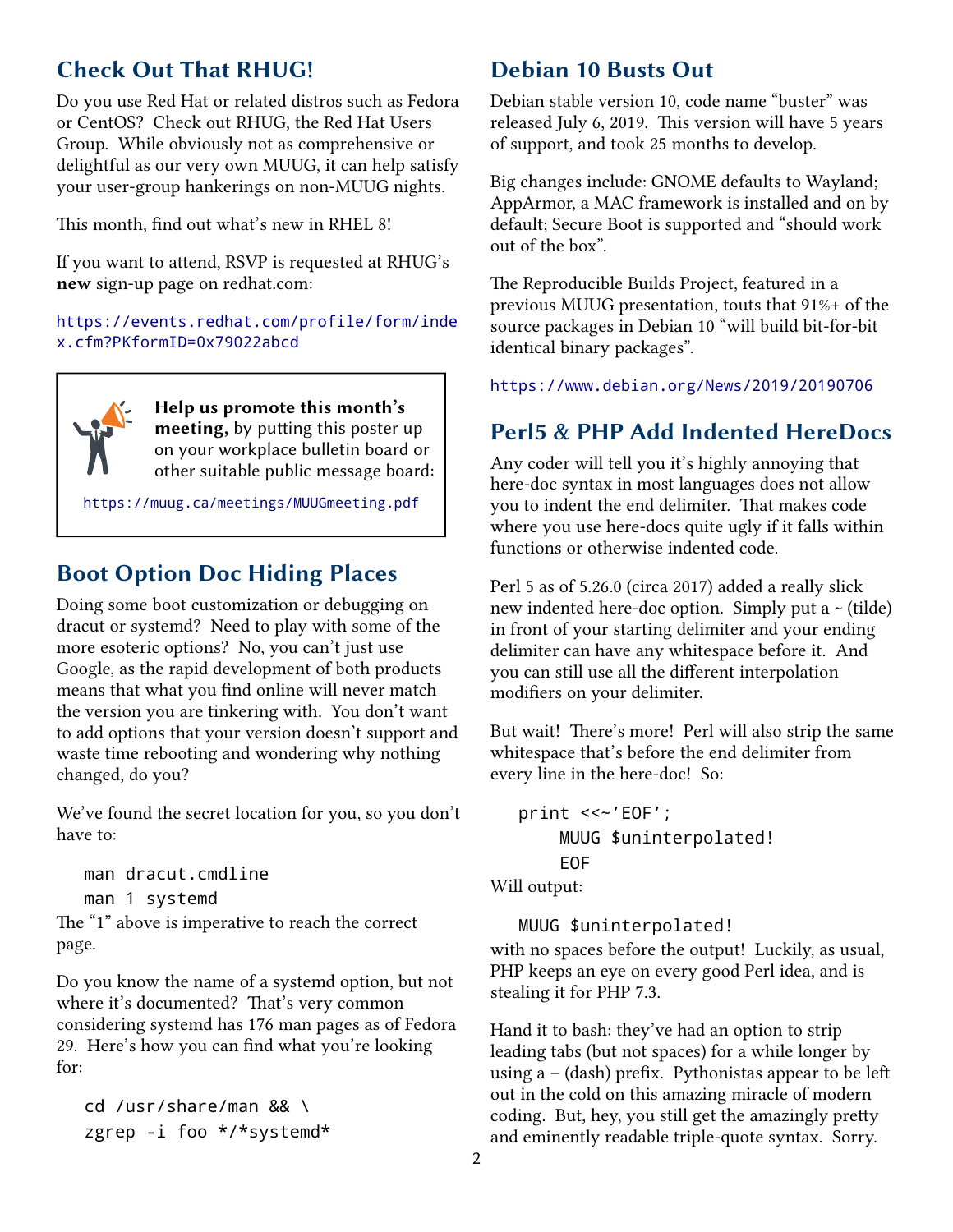## Check Out That RHUG!

Do you use Red Hat or related distros such as Fedora or CentOS? Check out RHUG, the Red Hat Users Group. While obviously not as comprehensive or delightful as our very own MUUG, it can help satisfy your user-group hankerings on non-MUUG nights.

This month, find out what's new in RHEL 8!

If you want to attend, RSVP is requested at RHUG's **new** sign-up page on redhat.com:

https://events.redhat.com/profile/form/index.cfm?PKformID=0x79022abcd

**Help us promote this month's meeting,** by putting this poster up on your workplace bulletin board or other suitable public message board:

https://muug.ca/meetings/MUUGmeeting.pdf

## Boot Option Doc Hiding Places

Doing some boot customization or debugging on dracut or systemd? Need to play with some of the more esoteric options? No, you can't just use Google, as the rapid development of both products means that what you find online will never match the version you are tinkering with. You don't want to add options that your version doesn't support and waste time rebooting and wondering why nothing changed, do you?

We've found the secret location for you, so you don't have to:

```
man dracut.cmdline
man 1 systemd
```

The "1" above is imperative to reach the correct page.

Do you know the name of a systemd option, but not where it's documented? That's very common considering systemd has 176 man pages as of Fedora 29. Here's how you can find what you're looking for:

```
cd /usr/share/man && \
zgrep -i foo */*systemd*
```

## Debian 10 Busts Out

Debian stable version 10, code name "buster" was released July 6, 2019. This version will have 5 years of support, and took 25 months to develop.

Big changes include: GNOME defaults to Wayland; AppArmor, a MAC framework is installed and on by default; Secure Boot is supported and "should work out of the box".

The Reproducible Builds Project, featured in a previous MUUG presentation, touts that 91%+ of the source packages in Debian 10 "will build bit-for-bit identical binary packages".

https://www.debian.org/News/2019/20190706

## Perl5 & PHP Add Indented HereDocs

Any coder will tell you it's highly annoying that here-doc syntax in most languages does not allow you to indent the end delimiter. That makes code where you use here-docs quite ugly if it falls within functions or otherwise indented code.

Perl 5 as of 5.26.0 (circa 2017) added a really slick new indented here-doc option. Simply put a ~ (tilde) in front of your starting delimiter and your ending delimiter can have any whitespace before it. And you can still use all the different interpolation modifiers on your delimiter.

But wait! There's more! Perl will also strip the same whitespace that's before the end delimiter from every line in the here-doc! So:

```
print <<~'EOF';
    MUUG $uninterpolated!
    EOF
```

Will output:

```
MUUG $uninterpolated!
```

with no spaces before the output! Luckily, as usual, PHP keeps an eye on every good Perl idea, and is stealing it for PHP 7.3.

Hand it to bash: they've had an option to strip leading tabs (but not spaces) for a while longer by using a – (dash) prefix. Pythonistas appear to be left out in the cold on this amazing miracle of modern coding. But, hey, you still get the amazingly pretty and eminently readable triple-quote syntax. Sorry.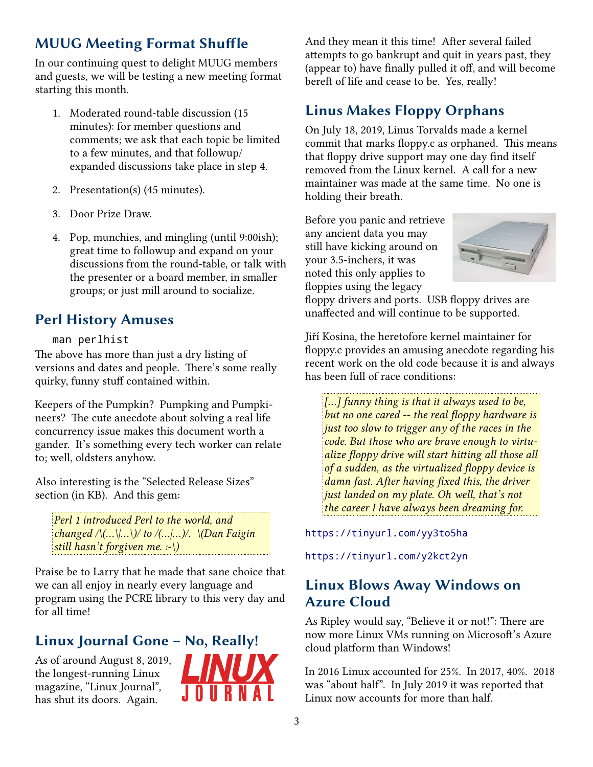## MUUG Meeting Format Shuffle

In our continuing quest to delight MUUG members and guests, we will be testing a new meeting format starting this month.

1. Moderated round-table discussion (15 minutes): for member questions and comments; we ask that each topic be limited to a few minutes, and that followup/ expanded discussions take place in step 4.

2. Presentation(s) (45 minutes).

3. Door Prize Draw.

4. Pop, munchies, and mingling (until 9:00ish); great time to followup and expand on your discussions from the round-table, or talk with the presenter or a board member, in smaller groups; or just mill around to socialize.

## Perl History Amuses

```
man perlhist
```

The above has more than just a dry listing of versions and dates and people. There's some really quirky, funny stuff contained within.

Keepers of the Pumpkin? Pumpking and Pumpkineers? The cute anecdote about solving a real life concurrency issue makes this document worth a gander. It's something every tech worker can relate to; well, oldsters anyhow.

Also interesting is the "Selected Release Sizes" section (in KB). And this gem:

> *Perl 1 introduced Perl to the world, and changed /\(...\|...\)/ to /(...|...)/. \(Dan Faigin still hasn't forgiven me. :-\)*

Praise be to Larry that he made that sane choice that we can all enjoy in nearly every language and program using the PCRE library to this very day and for all time!

## Linux Journal Gone – No, Really!

As of around August 8, 2019, the longest-running Linux magazine, "Linux Journal", has shut its doors. Again.

And they mean it this time! After several failed attempts to go bankrupt and quit in years past, they (appear to) have finally pulled it off, and will become bereft of life and cease to be. Yes, really!

## Linus Makes Floppy Orphans

On July 18, 2019, Linus Torvalds made a kernel commit that marks floppy.c as orphaned. This means that floppy drive support may one day find itself removed from the Linux kernel. A call for a new maintainer was made at the same time. No one is holding their breath.

Before you panic and retrieve any ancient data you may still have kicking around on your 3.5-inchers, it was noted this only applies to floppies using the legacy floppy drivers and ports. USB floppy drives are unaffected and will continue to be supported.

Jiří Kosina, the heretofore kernel maintainer for floppy.c provides an amusing anecdote regarding his recent work on the old code because it is and always has been full of race conditions:

> *[...] funny thing is that it always used to be, but no one cared -- the real floppy hardware is just too slow to trigger any of the races in the code. But those who are brave enough to virtualize floppy drive will start hitting all those all of a sudden, as the virtualized floppy device is damn fast. After having fixed this, the driver just landed on my plate. Oh well, that's not the career I have always been dreaming for.*

https://tinyurl.com/yy3to5ha

https://tinyurl.com/y2kct2yn

## Linux Blows Away Windows on Azure Cloud

As Ripley would say, "Believe it or not!": There are now more Linux VMs running on Microsoft's Azure cloud platform than Windows!

In 2016 Linux accounted for 25%. In 2017, 40%. 2018 was "about half". In July 2019 it was reported that Linux now accounts for more than half.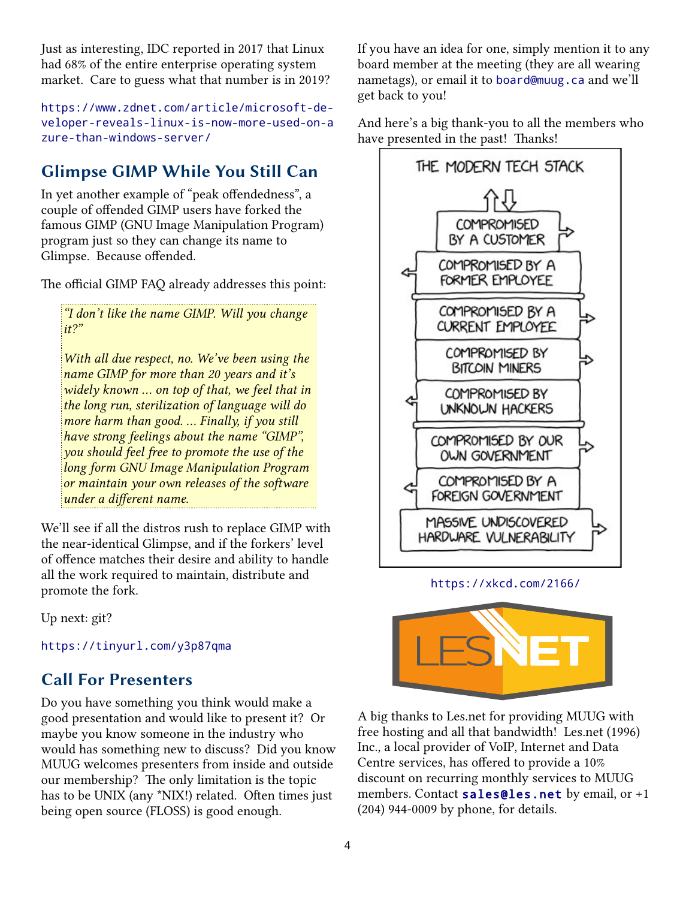Just as interesting, IDC reported in 2017 that Linux had 68% of the entire enterprise operating system market. Care to guess what that number is in 2019?

https://www.zdnet.com/article/microsoft-developer-reveals-linux-is-now-more-used-on-azure-than-windows-server/

## Glimpse GIMP While You Still Can

In yet another example of "peak offendedness", a couple of offended GIMP users have forked the famous GIMP (GNU Image Manipulation Program) program just so they can change its name to Glimpse. Because offended.

The official GIMP FAQ already addresses this point:

> *"I don't like the name GIMP. Will you change it?"*
>
> *With all due respect, no. We've been using the name GIMP for more than 20 years and it's widely known ... on top of that, we feel that in the long run, sterilization of language will do more harm than good. ... Finally, if you still have strong feelings about the name "GIMP", you should feel free to promote the use of the long form GNU Image Manipulation Program or maintain your own releases of the software under a different name.*

We'll see if all the distros rush to replace GIMP with the near-identical Glimpse, and if the forkers' level of offence matches their desire and ability to handle all the work required to maintain, distribute and promote the fork.

Up next: git?

https://tinyurl.com/y3p87qma

## Call For Presenters

Do you have something you think would make a good presentation and would like to present it? Or maybe you know someone in the industry who would has something new to discuss? Did you know MUUG welcomes presenters from inside and outside our membership? The only limitation is the topic has to be UNIX (any *NIX!) related. Often times just being open source (FLOSS) is good enough.

If you have an idea for one, simply mention it to any board member at the meeting (they are all wearing nametags), or email it to board@muug.ca and we'll get back to you!

And here's a big thank-you to all the members who have presented in the past! Thanks!

THE MODERN TECH STACK

COMPROMISED BY A CUSTOMER

COMPROMISED BY A FORMER EMPLOYEE

COMPROMISED BY A CURRENT EMPLOYEE

COMPROMISED BY BITCOIN MINERS

COMPROMISED BY UNKNOWN HACKERS

COMPROMISED BY OUR OWN GOVERNMENT

COMPROMISED BY A FOREIGN GOVERNMENT

MASSIVE UNDISCOVERED HARDWARE VULNERABILITY

https://xkcd.com/2166/

LESNET

A big thanks to Les.net for providing MUUG with free hosting and all that bandwidth! Les.net (1996) Inc., a local provider of VoIP, Internet and Data Centre services, has offered to provide a 10% discount on recurring monthly services to MUUG members. Contact **sales@les.net** by email, or +1 (204) 944-0009 by phone, for details.